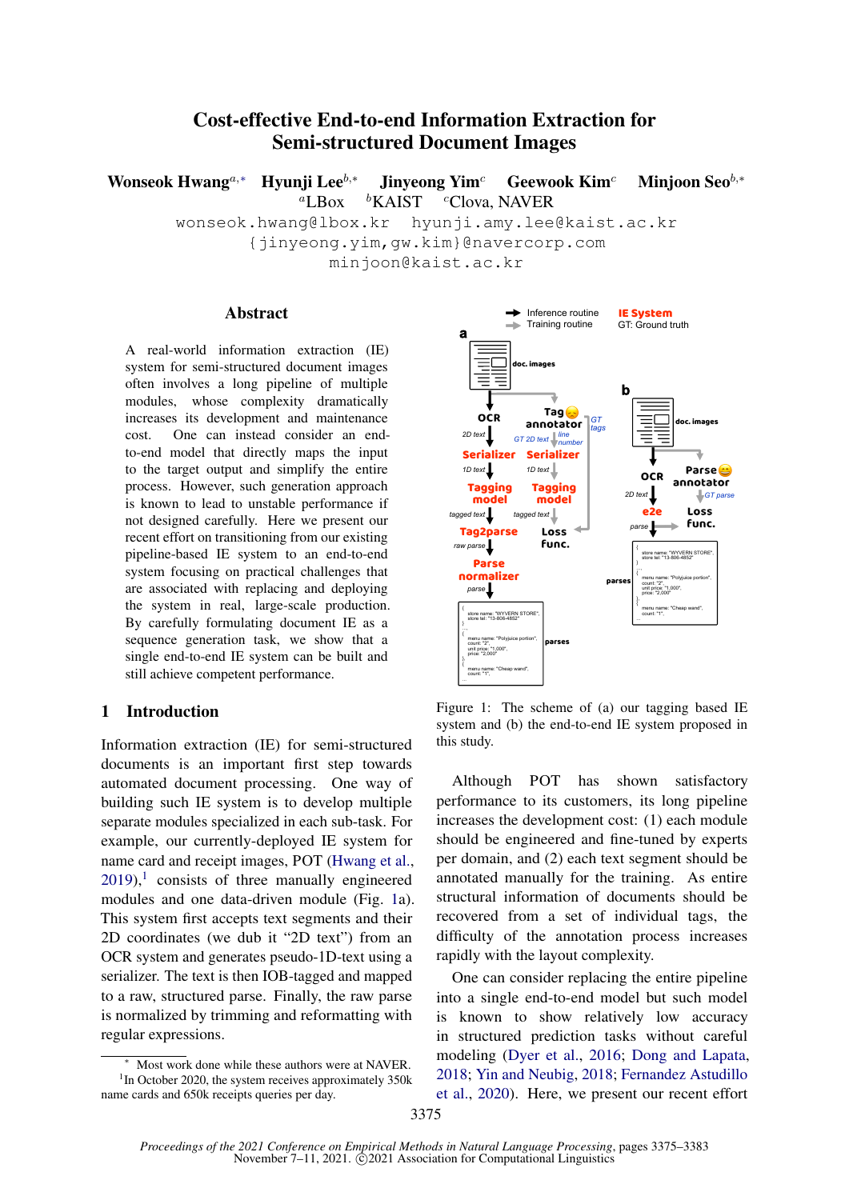# Cost-effective End-to-end Information Extraction for Semi-structured Document Images

**Wonseok Hwang**[a,*] **Hyunji Lee**[b,*] **Jinyeong Yim**[c] **Geewook Kim**[c] **Minjoon Seo**[b,*]

[a]LBox [b]KAIST [c]Clova, NAVER

wonseok.hwang@lbox.kr hyunji.amy.lee@kaist.ac.kr
{jinyeong.yim,gw.kim}@navercorp.com
minjoon@kaist.ac.kr

## Abstract

A real-world information extraction (IE) system for semi-structured document images often involves a long pipeline of multiple modules, whose complexity dramatically increases its development and maintenance cost. One can instead consider an end-to-end model that directly maps the input to the target output and simplify the entire process. However, such generation approach is known to lead to unstable performance if not designed carefully. Here we present our recent effort on transitioning from our existing pipeline-based IE system to an end-to-end system focusing on practical challenges that are associated with replacing and deploying the system in real, large-scale production. By carefully formulating document IE as a sequence generation task, we show that a single end-to-end IE system can be built and still achieve competent performance.

Figure 1: The scheme of (a) our tagging based IE system and (b) the end-to-end IE system proposed in this study.

## 1 Introduction

Information extraction (IE) for semi-structured documents is an important first step towards automated document processing. One way of building such IE system is to develop multiple separate modules specialized in each sub-task. For example, our currently-deployed IE system for name card and receipt images, POT (Hwang et al., 2019),[1] consists of three manually engineered modules and one data-driven module (Fig. 1a). This system first accepts text segments and their 2D coordinates (we dub it "2D text") from an OCR system and generates pseudo-1D-text using a serializer. The text is then IOB-tagged and mapped to a raw, structured parse. Finally, the raw parse is normalized by trimming and reformatting with regular expressions.

Although POT has shown satisfactory performance to its customers, its long pipeline increases the development cost: (1) each module should be engineered and fine-tuned by experts per domain, and (2) each text segment should be annotated manually for the training. As entire structural information of documents should be recovered from a set of individual tags, the difficulty of the annotation process increases rapidly with the layout complexity.

One can consider replacing the entire pipeline into a single end-to-end model but such model is known to show relatively low accuracy in structured prediction tasks without careful modeling (Dyer et al., 2016; Dong and Lapata, 2018; Yin and Neubig, 2018; Fernandez Astudillo et al., 2020). Here, we present our recent effort

* Most work done while these authors were at NAVER.
[1]In October 2020, the system receives approximately 350k name cards and 650k receipts queries per day.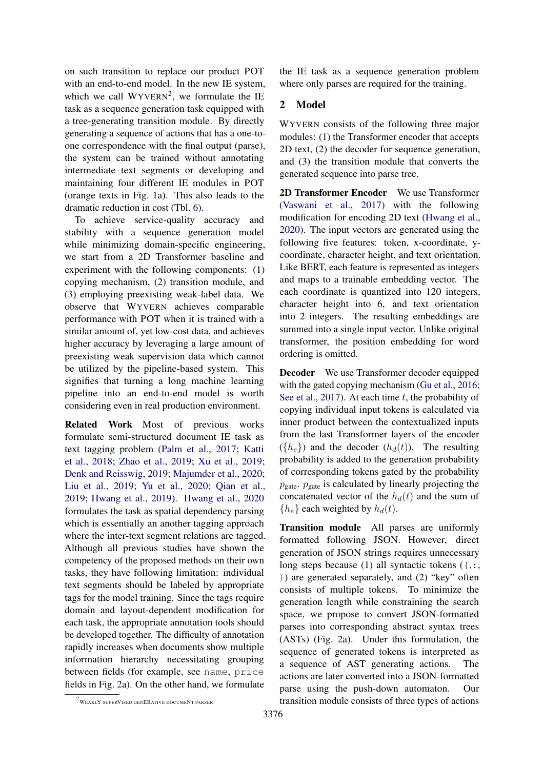on such transition to replace our product POT with an end-to-end model. In the new IE system, which we call WYVERN[2], we formulate the IE task as a sequence generation task equipped with a tree-generating transition module. By directly generating a sequence of actions that has a one-to-one correspondence with the final output (parse), the system can be trained without annotating intermediate text segments or developing and maintaining four different IE modules in POT (orange texts in Fig. 1a). This also leads to the dramatic reduction in cost (Tbl. 6).

To achieve service-quality accuracy and stability with a sequence generation model while minimizing domain-specific engineering, we start from a 2D Transformer baseline and experiment with the following components: (1) copying mechanism, (2) transition module, and (3) employing preexisting weak-label data. We observe that WYVERN achieves comparable performance with POT when it is trained with a similar amount of, yet low-cost data, and achieves higher accuracy by leveraging a large amount of preexisting weak supervision data which cannot be utilized by the pipeline-based system. This signifies that turning a long machine learning pipeline into an end-to-end model is worth considering even in real production environment.

**Related Work** Most of previous works formulate semi-structured document IE task as text tagging problem (Palm et al., 2017; Katti et al., 2018; Zhao et al., 2019; Xu et al., 2019; Denk and Reisswig, 2019; Majumder et al., 2020; Liu et al., 2019; Yu et al., 2020; Qian et al., 2019; Hwang et al., 2019). Hwang et al., 2020 formulates the task as spatial dependency parsing which is essentially an another tagging approach where the inter-text segment relations are tagged. Although all previous studies have shown the competency of the proposed methods on their own tasks, they have following limitation: individual text segments should be labeled by appropriate tags for the model training. Since the tags require domain and layout-dependent modification for each task, the appropriate annotation tools should be developed together. The difficulty of annotation rapidly increases when documents show multiple information hierarchy necessitating grouping between fields (for example, see `name`, `price` fields in Fig. 2a). On the other hand, we formulate the IE task as a sequence generation problem where only parses are required for the training.

[2] WEAKLY SUPERVISED GENERATIVE DOCUMENT PARSER

## 2 Model

WYVERN consists of the following three major modules: (1) the Transformer encoder that accepts 2D text, (2) the decoder for sequence generation, and (3) the transition module that converts the generated sequence into parse tree.

**2D Transformer Encoder** We use Transformer (Vaswani et al., 2017) with the following modification for encoding 2D text (Hwang et al., 2020). The input vectors are generated using the following five features: token, x-coordinate, y-coordinate, character height, and text orientation. Like BERT, each feature is represented as integers and maps to a trainable embedding vector. The each coordinate is quantized into 120 integers, character height into 6, and text orientation into 2 integers. The resulting embeddings are summed into a single input vector. Unlike original transformer, the position embedding for word ordering is omitted.

**Decoder** We use Transformer decoder equipped with the gated copying mechanism (Gu et al., 2016; See et al., 2017). At each time $t$, the probability of copying individual input tokens is calculated via inner product between the contextualized inputs from the last Transformer layers of the encoder ($\{h_e\}$) and the decoder ($h_d(t)$). The resulting probability is added to the generation probability of corresponding tokens gated by the probability $p_{\text{gate}}$. $p_{\text{gate}}$ is calculated by linearly projecting the concatenated vector of the $h_d(t)$ and the sum of $\{h_e\}$ each weighted by $h_d(t)$.

**Transition module** All parses are uniformly formatted following JSON. However, direct generation of JSON strings requires unnecessary long steps because (1) all syntactic tokens (`{`, `:`, `}`) are generated separately, and (2) "key" often consists of multiple tokens. To minimize the generation length while constraining the search space, we propose to convert JSON-formatted parses into corresponding abstract syntax trees (ASTs) (Fig. 2a). Under this formulation, the sequence of generated tokens is interpreted as a sequence of AST generating actions. The actions are later converted into a JSON-formatted parse using the push-down automaton. Our transition module consists of three types of actions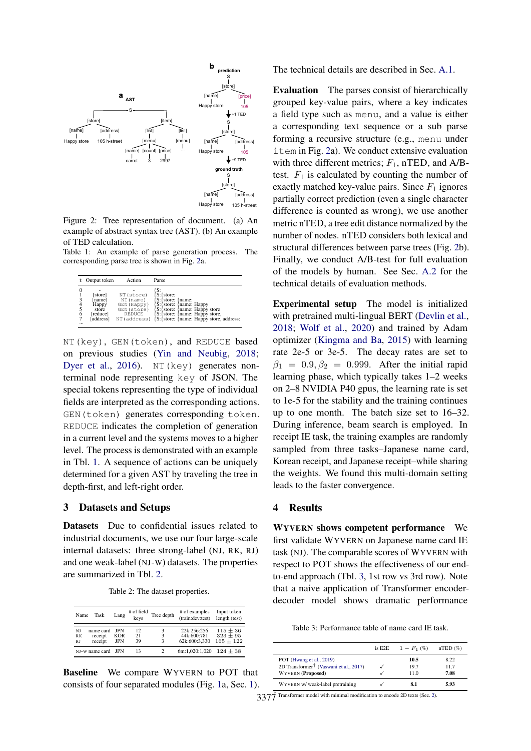Figure 2: Tree representation of document. (a) An example of abstract syntax tree (AST). (b) An example of TED calculation.

Table 1: An example of parse generation process. The corresponding parse tree is shown in Fig. 2a.

| $t$ | Output token | Action | Parse |
|---|---|---|---|
| 0 | - | - | {S: |
| 1 | [store] | NT(store) | {S:{store: |
| 3 | [name] | NT(name) | {S:{store: {name: |
| 4 | Happy | GEN(Happy) | {S:{store: {name: Happy |
| 5 | store | GEN(store) | {S:{store: {name: Happy store |
| 6 | [reduce] | REDUCE | {S:{store: {name: Happy store, |
| 7 | [address] | NT(address) | {S:{store: {name: Happy store, address: |
| ... | | | |

NT(key), GEN(token), and REDUCE based on previous studies (Yin and Neubig, 2018; Dyer et al., 2016). NT(key) generates non-terminal node representing key of JSON. The special tokens representing the type of individual fields are interpreted as the corresponding actions. GEN(token) generates corresponding token. REDUCE indicates the completion of generation in a current level and the systems moves to a higher level. The process is demonstrated with an example in Tbl. 1. A sequence of actions can be uniquely determined for a given AST by traveling the tree in depth-first, and left-right order.

## 3 Datasets and Setups

**Datasets** Due to confidential issues related to industrial documents, we use our four large-scale internal datasets: three strong-label (NJ, RK, RJ) and one weak-label (NJ-W) datasets. The properties are summarized in Tbl. 2.

Table 2: The dataset properties.

| Name | Task | Lang | # of field keys | Tree depth | # of examples (train:dev:test) | Input token length (test) |
|---|---|---|---|---|---|---|
| NJ | name card | JPN | 12 | 3 | 22k:256:256 | $115 \pm 36$ |
| RK | receipt | KOR | 21 | 3 | 44k:600:781 | $323 \pm 95$ |
| RJ | receipt | JPN | 39 | 3 | 62k:600:3,330 | $165 \pm 122$ |
| NJ-W | name card | JPN | 13 | 2 | 6m:1,020:1,020 | $124 \pm 38$ |

**Baseline** We compare WYVERN to POT that consists of four separated modules (Fig. 1a, Sec. 1). The technical details are described in Sec. A.1.

**Evaluation** The parses consist of hierarchically grouped key-value pairs, where a key indicates a field type such as menu, and a value is either a corresponding text sequence or a sub parse forming a recursive structure (e.g., menu under item in Fig. 2a). We conduct extensive evaluation with three different metrics; $F_1$, nTED, and A/B-test. $F_1$ is calculated by counting the number of exactly matched key-value pairs. Since $F_1$ ignores partially correct prediction (even a single character difference is counted as wrong), we use another metric nTED, a tree edit distance normalized by the number of nodes. nTED considers both lexical and structural differences between parse trees (Fig. 2b). Finally, we conduct A/B-test for full evaluation of the models by human. See Sec. A.2 for the technical details of evaluation methods.

**Experimental setup** The model is initialized with pretrained multi-lingual BERT (Devlin et al., 2018; Wolf et al., 2020) and trained by Adam optimizer (Kingma and Ba, 2015) with learning rate 2e-5 or 3e-5. The decay rates are set to $\beta_1 = 0.9, \beta_2 = 0.999$. After the initial rapid learning phase, which typically takes 1–2 weeks on 2–8 NVIDIA P40 gpus, the learning rate is set to 1e-5 for the stability and the training continues up to one month. The batch size set to 16–32. During inference, beam search is employed. In receipt IE task, the training examples are randomly sampled from three tasks–Japanese name card, Korean receipt, and Japanese receipt–while sharing the weights. We found this multi-domain setting leads to the faster convergence.

## 4 Results

**WYVERN shows competent performance** We first validate WYVERN on Japanese name card IE task (NJ). The comparable scores of WYVERN with respect to POT shows the effectiveness of our end-to-end approach (Tbl. 3, 1st row vs 3rd row). Note that a naive application of Transformer encoder-decoder model shows dramatic performance

Table 3: Performance table of name card IE task.

| | is E2E | $1 - F_1$ (%) | nTED (%) |
|---|---|---|---|
| POT (Hwang et al., 2019) | | **10.5** | 8.22 |
| 2D Transformer[†] (Vaswani et al., 2017) | ✓ | 19.7 | 11.7 |
| WYVERN (**Proposed**) | ✓ | 11.0 | **7.08** |
| WYVERN w/ weak-label pretraining | ✓ | **8.1** | **5.93** |

[†] Transformer model with minimal modification to encode 2D texts (Sec. 2).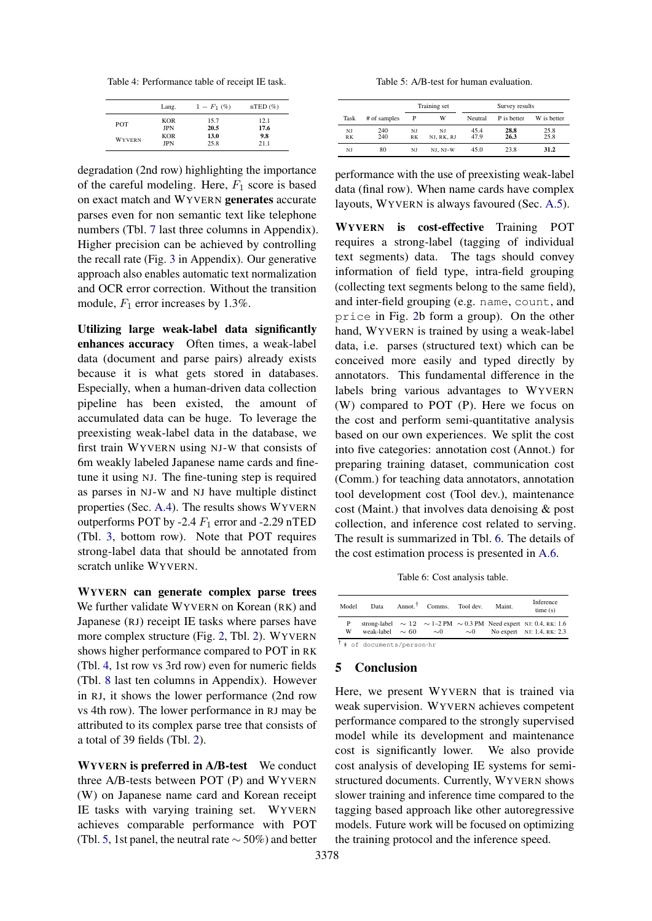Table 4: Performance table of receipt IE task.

| | Lang. | $1 - F_1$ (%) | nTED (%) |
|---|---|---|---|
| POT | KOR | 15.7 | 12.1 |
| | JPN | **20.5** | **17.6** |
| WYVERN | KOR | **13.0** | **9.8** |
| | JPN | 25.8 | 21.1 |

degradation (2nd row) highlighting the importance of the careful modeling. Here, $F_1$ score is based on exact match and WYVERN **generates** accurate parses even for non semantic text like telephone numbers (Tbl. 7 last three columns in Appendix). Higher precision can be achieved by controlling the recall rate (Fig. 3 in Appendix). Our generative approach also enables automatic text normalization and OCR error correction. Without the transition module, $F_1$ error increases by 1.3%.

**Utilizing large weak-label data significantly enhances accuracy** Often times, a weak-label data (document and parse pairs) already exists because it is what gets stored in databases. Especially, when a human-driven data collection pipeline has been existed, the amount of accumulated data can be huge. To leverage the preexisting weak-label data in the database, we first train WYVERN using NJ-W that consists of 6m weakly labeled Japanese name cards and fine-tune it using NJ. The fine-tuning step is required as parses in NJ-W and NJ have multiple distinct properties (Sec. A.4). The results shows WYVERN outperforms POT by -2.4 $F_1$ error and -2.29 nTED (Tbl. 3, bottom row). Note that POT requires strong-label data that should be annotated from scratch unlike WYVERN.

**WYVERN can generate complex parse trees** We further validate WYVERN on Korean (RK) and Japanese (RJ) receipt IE tasks where parses have more complex structure (Fig. 2, Tbl. 2). WYVERN shows higher performance compared to POT in RK (Tbl. 4, 1st row vs 3rd row) even for numeric fields (Tbl. 8 last ten columns in Appendix). However in RJ, it shows the lower performance (2nd row vs 4th row). The lower performance in RJ may be attributed to its complex parse tree that consists of a total of 39 fields (Tbl. 2).

**WYVERN is preferred in A/B-test** We conduct three A/B-tests between POT (P) and WYVERN (W) on Japanese name card and Korean receipt IE tasks with varying training set. WYVERN achieves comparable performance with POT (Tbl. 5, 1st panel, the neutral rate $\sim 50\%$) and better performance with the use of preexisting weak-label data (final row). When name cards have complex layouts, WYVERN is always favoured (Sec. A.5).

Table 5: A/B-test for human evaluation.

| | | Training set | | Survey results | | |
|---|---|---|---|---|---|---|
| Task | # of samples | P | W | Neutral | P is better | W is better |
| NJ | 240 | NJ | NJ | 45.4 | **28.8** | 25.8 |
| RK | 240 | RK | NJ, RK, RJ | 47.9 | **26.3** | 25.8 |
| NJ | 80 | NJ | NJ, NJ-W | 45.0 | 23.8 | **31.2** |

**WYVERN is cost-effective** Training POT requires a strong-label (tagging of individual text segments) data. The tags should convey information of field type, intra-field grouping (collecting text segments belong to the same field), and inter-field grouping (e.g. `name`, `count`, and `price` in Fig. 2b form a group). On the other hand, WYVERN is trained by using a weak-label data, i.e. parses (structured text) which can be conceived more easily and typed directly by annotators. This fundamental difference in the labels bring various advantages to WYVERN (W) compared to POT (P). Here we focus on the cost and perform semi-quantitative analysis based on our own experiences. We split the cost into five categories: annotation cost (Annot.) for preparing training dataset, communication cost (Comm.) for teaching data annotators, annotation tool development cost (Tool dev.), maintenance cost (Maint.) that involves data denoising & post collection, and inference cost related to serving. The result is summarized in Tbl. 6. The details of the cost estimation process is presented in A.6.

Table 6: Cost analysis table.

| Model | Data | Annot.† | Comms. | Tool dev. | Maint. | Inference time (s) |
|---|---|---|---|---|---|---|
| P | strong-label | $\sim 12$ | $\sim$ 1–2 PM | $\sim$ 0.3 PM | Need expert | NJ: 0.4, RK: 1.6 |
| W | weak-label | $\sim 60$ | $\sim$0 | $\sim$0 | No expert | NJ: 1.4, RK: 2.3 |

† # of documents/person-hr

## 5 Conclusion

Here, we present WYVERN that is trained via weak supervision. WYVERN achieves competent performance compared to the strongly supervised model while its development and maintenance cost is significantly lower. We also provide cost analysis of developing IE systems for semi-structured documents. Currently, WYVERN shows slower training and inference time compared to the tagging based approach like other autoregressive models. Future work will be focused on optimizing the training protocol and the inference speed.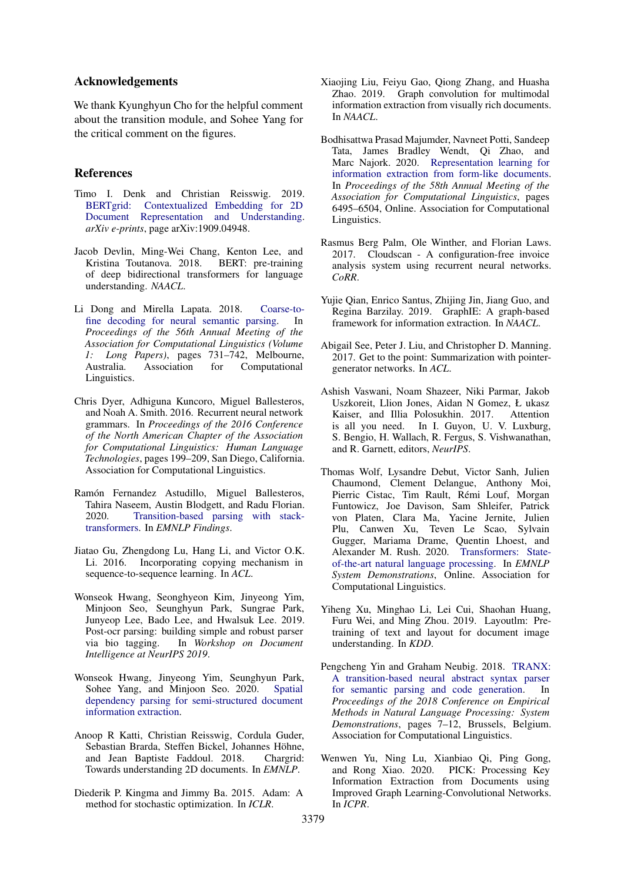## Acknowledgements

We thank Kyunghyun Cho for the helpful comment about the transition module, and Sohee Yang for the critical comment on the figures.

## References

Timo I. Denk and Christian Reisswig. 2019. BERTgrid: Contextualized Embedding for 2D Document Representation and Understanding. *arXiv e-prints*, page arXiv:1909.04948.

Jacob Devlin, Ming-Wei Chang, Kenton Lee, and Kristina Toutanova. 2018. BERT: pre-training of deep bidirectional transformers for language understanding. *NAACL*.

Li Dong and Mirella Lapata. 2018. Coarse-to-fine decoding for neural semantic parsing. In *Proceedings of the 56th Annual Meeting of the Association for Computational Linguistics (Volume 1: Long Papers)*, pages 731–742, Melbourne, Australia. Association for Computational Linguistics.

Chris Dyer, Adhiguna Kuncoro, Miguel Ballesteros, and Noah A. Smith. 2016. Recurrent neural network grammars. In *Proceedings of the 2016 Conference of the North American Chapter of the Association for Computational Linguistics: Human Language Technologies*, pages 199–209, San Diego, California. Association for Computational Linguistics.

Ramón Fernandez Astudillo, Miguel Ballesteros, Tahira Naseem, Austin Blodgett, and Radu Florian. 2020. Transition-based parsing with stack-transformers. In *EMNLP Findings*.

Jiatao Gu, Zhengdong Lu, Hang Li, and Victor O.K. Li. 2016. Incorporating copying mechanism in sequence-to-sequence learning. In *ACL*.

Wonseok Hwang, Seonghyeon Kim, Jinyeong Yim, Minjoon Seo, Seunghyun Park, Sungrae Park, Junyeop Lee, Bado Lee, and Hwalsuk Lee. 2019. Post-ocr parsing: building simple and robust parser via bio tagging. In *Workshop on Document Intelligence at NeurIPS 2019*.

Wonseok Hwang, Jinyeong Yim, Seunghyun Park, Sohee Yang, and Minjoon Seo. 2020. Spatial dependency parsing for semi-structured document information extraction.

Anoop R Katti, Christian Reisswig, Cordula Guder, Sebastian Brarda, Steffen Bickel, Johannes Höhne, and Jean Baptiste Faddoul. 2018. Chargrid: Towards understanding 2D documents. In *EMNLP*.

Diederik P. Kingma and Jimmy Ba. 2015. Adam: A method for stochastic optimization. In *ICLR*.

Xiaojing Liu, Feiyu Gao, Qiong Zhang, and Huasha Zhao. 2019. Graph convolution for multimodal information extraction from visually rich documents. In *NAACL*.

Bodhisattwa Prasad Majumder, Navneet Potti, Sandeep Tata, James Bradley Wendt, Qi Zhao, and Marc Najork. 2020. Representation learning for information extraction from form-like documents. In *Proceedings of the 58th Annual Meeting of the Association for Computational Linguistics*, pages 6495–6504, Online. Association for Computational Linguistics.

Rasmus Berg Palm, Ole Winther, and Florian Laws. 2017. Cloudscan - A configuration-free invoice analysis system using recurrent neural networks. *CoRR*.

Yujie Qian, Enrico Santus, Zhijing Jin, Jiang Guo, and Regina Barzilay. 2019. GraphIE: A graph-based framework for information extraction. In *NAACL*.

Abigail See, Peter J. Liu, and Christopher D. Manning. 2017. Get to the point: Summarization with pointer-generator networks. In *ACL*.

Ashish Vaswani, Noam Shazeer, Niki Parmar, Jakob Uszkoreit, Llion Jones, Aidan N Gomez, Ł ukasz Kaiser, and Illia Polosukhin. 2017. Attention is all you need. In I. Guyon, U. V. Luxburg, S. Bengio, H. Wallach, R. Fergus, S. Vishwanathan, and R. Garnett, editors, *NeurIPS*.

Thomas Wolf, Lysandre Debut, Victor Sanh, Julien Chaumond, Clement Delangue, Anthony Moi, Pierric Cistac, Tim Rault, Rémi Louf, Morgan Funtowicz, Joe Davison, Sam Shleifer, Patrick von Platen, Clara Ma, Yacine Jernite, Julien Plu, Canwen Xu, Teven Le Scao, Sylvain Gugger, Mariama Drame, Quentin Lhoest, and Alexander M. Rush. 2020. Transformers: State-of-the-art natural language processing. In *EMNLP System Demonstrations*, Online. Association for Computational Linguistics.

Yiheng Xu, Minghao Li, Lei Cui, Shaohan Huang, Furu Wei, and Ming Zhou. 2019. Layoutlm: Pre-training of text and layout for document image understanding. In *KDD*.

Pengcheng Yin and Graham Neubig. 2018. TRANX: A transition-based neural abstract syntax parser for semantic parsing and code generation. In *Proceedings of the 2018 Conference on Empirical Methods in Natural Language Processing: System Demonstrations*, pages 7–12, Brussels, Belgium. Association for Computational Linguistics.

Wenwen Yu, Ning Lu, Xianbiao Qi, Ping Gong, and Rong Xiao. 2020. PICK: Processing Key Information Extraction from Documents using Improved Graph Learning-Convolutional Networks. In *ICPR*.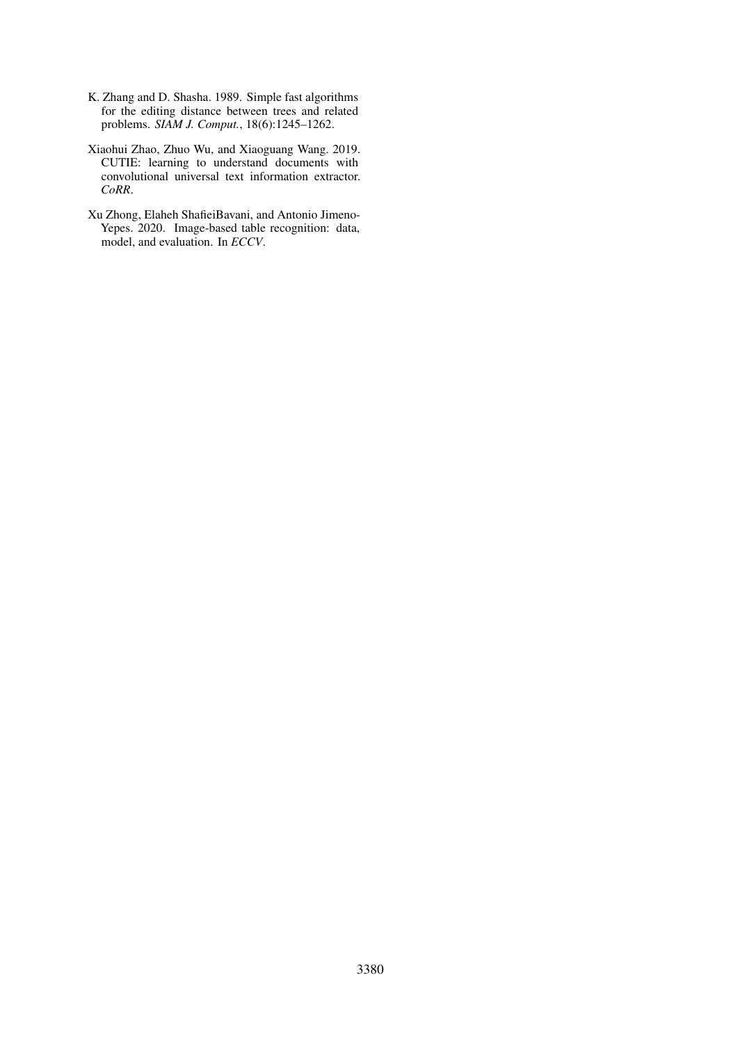K. Zhang and D. Shasha. 1989. Simple fast algorithms for the editing distance between trees and related problems. *SIAM J. Comput.*, 18(6):1245–1262.

Xiaohui Zhao, Zhuo Wu, and Xiaoguang Wang. 2019. CUTIE: learning to understand documents with convolutional universal text information extractor. *CoRR*.

Xu Zhong, Elaheh ShafieiBavani, and Antonio Jimeno-Yepes. 2020. Image-based table recognition: data, model, and evaluation. In *ECCV*.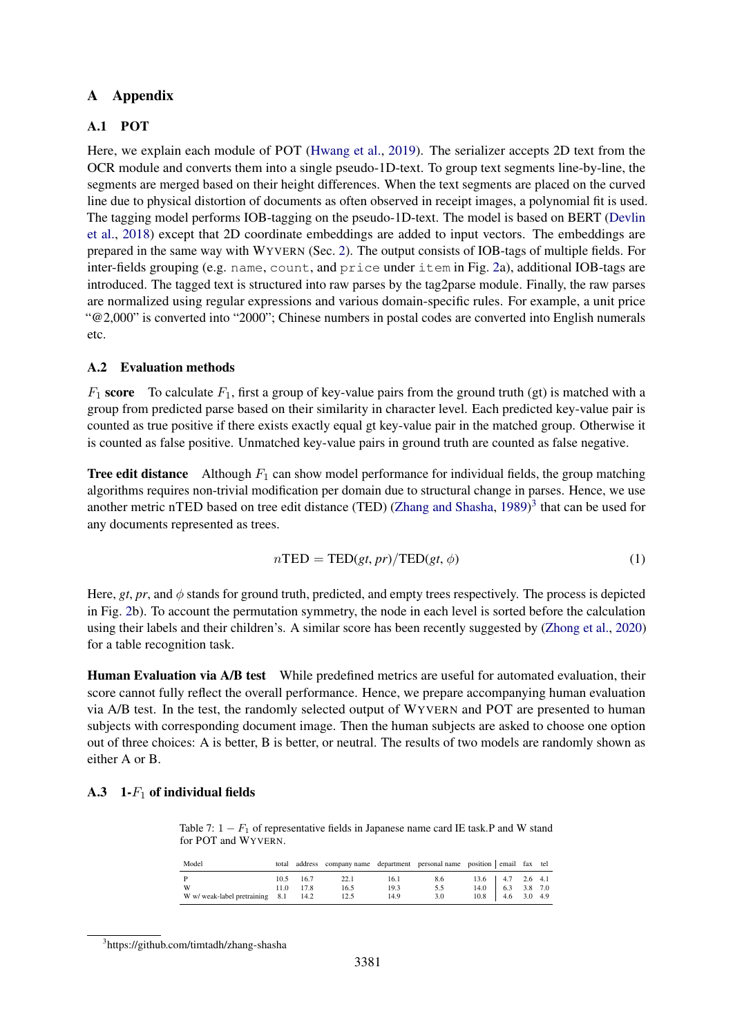# A Appendix

## A.1 POT

Here, we explain each module of POT (Hwang et al., 2019). The serializer accepts 2D text from the OCR module and converts them into a single pseudo-1D-text. To group text segments line-by-line, the segments are merged based on their height differences. When the text segments are placed on the curved line due to physical distortion of documents as often observed in receipt images, a polynomial fit is used. The tagging model performs IOB-tagging on the pseudo-1D-text. The model is based on BERT (Devlin et al., 2018) except that 2D coordinate embeddings are added to input vectors. The embeddings are prepared in the same way with WYVERN (Sec. 2). The output consists of IOB-tags of multiple fields. For inter-fields grouping (e.g. `name`, `count`, and `price` under `item` in Fig. 2a), additional IOB-tags are introduced. The tagged text is structured into raw parses by the tag2parse module. Finally, the raw parses are normalized using regular expressions and various domain-specific rules. For example, a unit price "@2,000" is converted into "2000"; Chinese numbers in postal codes are converted into English numerals etc.

## A.2 Evaluation methods

**$F_1$ score** To calculate $F_1$, first a group of key-value pairs from the ground truth (gt) is matched with a group from predicted parse based on their similarity in character level. Each predicted key-value pair is counted as true positive if there exists exactly equal gt key-value pair in the matched group. Otherwise it is counted as false positive. Unmatched key-value pairs in ground truth are counted as false negative.

**Tree edit distance** Although $F_1$ can show model performance for individual fields, the group matching algorithms requires non-trivial modification per domain due to structural change in parses. Hence, we use another metric nTED based on tree edit distance (TED) (Zhang and Shasha, 1989)[3] that can be used for any documents represented as trees.

$$n\text{TED} = \text{TED}(gt, pr)/\text{TED}(gt, \phi) \tag{1}$$

Here, *gt*, *pr*, and $\phi$ stands for ground truth, predicted, and empty trees respectively. The process is depicted in Fig. 2b). To account the permutation symmetry, the node in each level is sorted before the calculation using their labels and their children's. A similar score has been recently suggested by (Zhong et al., 2020) for a table recognition task.

**Human Evaluation via A/B test** While predefined metrics are useful for automated evaluation, their score cannot fully reflect the overall performance. Hence, we prepare accompanying human evaluation via A/B test. In the test, the randomly selected output of WYVERN and POT are presented to human subjects with corresponding document image. Then the human subjects are asked to choose one option out of three choices: A is better, B is better, or neutral. The results of two models are randomly shown as either A or B.

## A.3 1-$F_1$ of individual fields

Table 7: $1 - F_1$ of representative fields in Japanese name card IE task.P and W stand for POT and WYVERN.

| Model | total | address | company name | department | personal name | position | email | fax | tel |
|---|---|---|---|---|---|---|---|---|---|
| P | 10.5 | 16.7 | 22.1 | 16.1 | 8.6 | 13.6 | 4.7 | 2.6 | 4.1 |
| W | 11.0 | 17.8 | 16.5 | 19.3 | 5.5 | 14.0 | 6.3 | 3.8 | 7.0 |
| W w/ weak-label pretraining | 8.1 | 14.2 | 12.5 | 14.9 | 3.0 | 10.8 | 4.6 | 3.0 | 4.9 |

[3]https://github.com/timtadh/zhang-shasha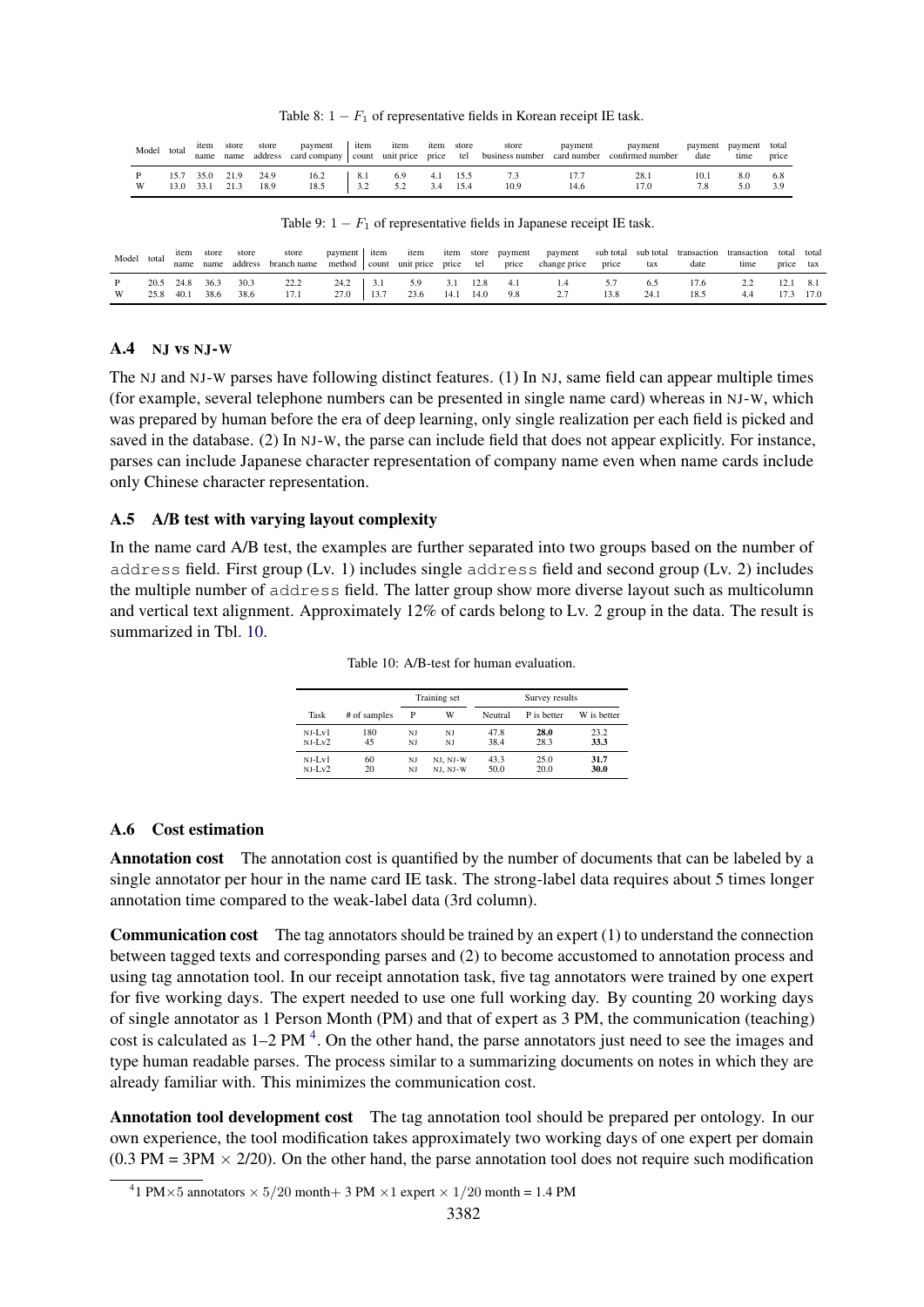Table 8: $1 - F_1$ of representative fields in Korean receipt IE task.

| Model | total | item name | store name | store address | payment card company | item count | item unit price | item price | store tel | store business number | payment card number | payment confirmed number | payment date | payment time | total price |
|---|---|---|---|---|---|---|---|---|---|---|---|---|---|---|---|
| P | 15.7 | 35.0 | 21.9 | 24.9 | 16.2 | 8.1 | 6.9 | 4.1 | 15.5 | 7.3 | 17.7 | 28.1 | 10.1 | 8.0 | 6.8 |
| W | 13.0 | 33.1 | 21.3 | 18.9 | 18.5 | 3.2 | 5.2 | 3.4 | 15.4 | 10.9 | 14.6 | 17.0 | 7.8 | 5.0 | 3.9 |

Table 9: $1 - F_1$ of representative fields in Japanese receipt IE task.

| Model | total | item name | store name | store address | store branch name | payment method | item count | item unit price | item price | store tel | payment price | payment change price | sub total price | sub total tax | transaction date | transaction time | total price | total tax |
|---|---|---|---|---|---|---|---|---|---|---|---|---|---|---|---|---|---|---|
| P | 20.5 | 24.8 | 36.3 | 30.3 | 22.2 | 24.2 | 3.1 | 5.9 | 3.1 | 12.8 | 4.1 | 1.4 | 5.7 | 6.5 | 17.6 | 2.2 | 12.1 | 8.1 |
| W | 25.8 | 40.1 | 38.6 | 38.6 | 17.1 | 27.0 | 13.7 | 23.6 | 14.1 | 14.0 | 9.8 | 2.7 | 13.8 | 24.1 | 18.5 | 4.4 | 17.3 | 17.0 |

### A.4 NJ vs NJ-W

The NJ and NJ-W parses have following distinct features. (1) In NJ, same field can appear multiple times (for example, several telephone numbers can be presented in single name card) whereas in NJ-W, which was prepared by human before the era of deep learning, only single realization per each field is picked and saved in the database. (2) In NJ-W, the parse can include field that does not appear explicitly. For instance, parses can include Japanese character representation of company name even when name cards include only Chinese character representation.

### A.5 A/B test with varying layout complexity

In the name card A/B test, the examples are further separated into two groups based on the number of `address` field. First group (Lv. 1) includes single `address` field and second group (Lv. 2) includes the multiple number of `address` field. The latter group show more diverse layout such as multicolumn and vertical text alignment. Approximately 12% of cards belong to Lv. 2 group in the data. The result is summarized in Tbl. 10.

Table 10: A/B-test for human evaluation.

| Task | # of samples | Training set | | Survey results | | |
|---|---|---|---|---|---|---|
| | | P | W | Neutral | P is better | W is better |
| NJ-Lv1 | 180 | NJ | NJ | 47.8 | **28.0** | 23.2 |
| NJ-Lv2 | 45 | NJ | NJ | 38.4 | 28.3 | **33.3** |
| NJ-Lv1 | 60 | NJ | NJ, NJ-W | 43.3 | 25.0 | **31.7** |
| NJ-Lv2 | 20 | NJ | NJ, NJ-W | 50.0 | 20.0 | **30.0** |

### A.6 Cost estimation

**Annotation cost** The annotation cost is quantified by the number of documents that can be labeled by a single annotator per hour in the name card IE task. The strong-label data requires about 5 times longer annotation time compared to the weak-label data (3rd column).

**Communication cost** The tag annotators should be trained by an expert (1) to understand the connection between tagged texts and corresponding parses and (2) to become accustomed to annotation process and using tag annotation tool. In our receipt annotation task, five tag annotators were trained by one expert for five working days. The expert needed to use one full working day. By counting 20 working days of single annotator as 1 Person Month (PM) and that of expert as 3 PM, the communication (teaching) cost is calculated as 1–2 PM [4]. On the other hand, the parse annotators just need to see the images and type human readable parses. The process similar to a summarizing documents on notes in which they are already familiar with. This minimizes the communication cost.

**Annotation tool development cost** The tag annotation tool should be prepared per ontology. In our own experience, the tool modification takes approximately two working days of one expert per domain (0.3 PM = 3PM $\times$ 2/20). On the other hand, the parse annotation tool does not require such modification

[4] 1 PM$\times$5 annotators $\times$ $5/20$ month+ 3 PM $\times$1 expert $\times$ $1/20$ month = 1.4 PM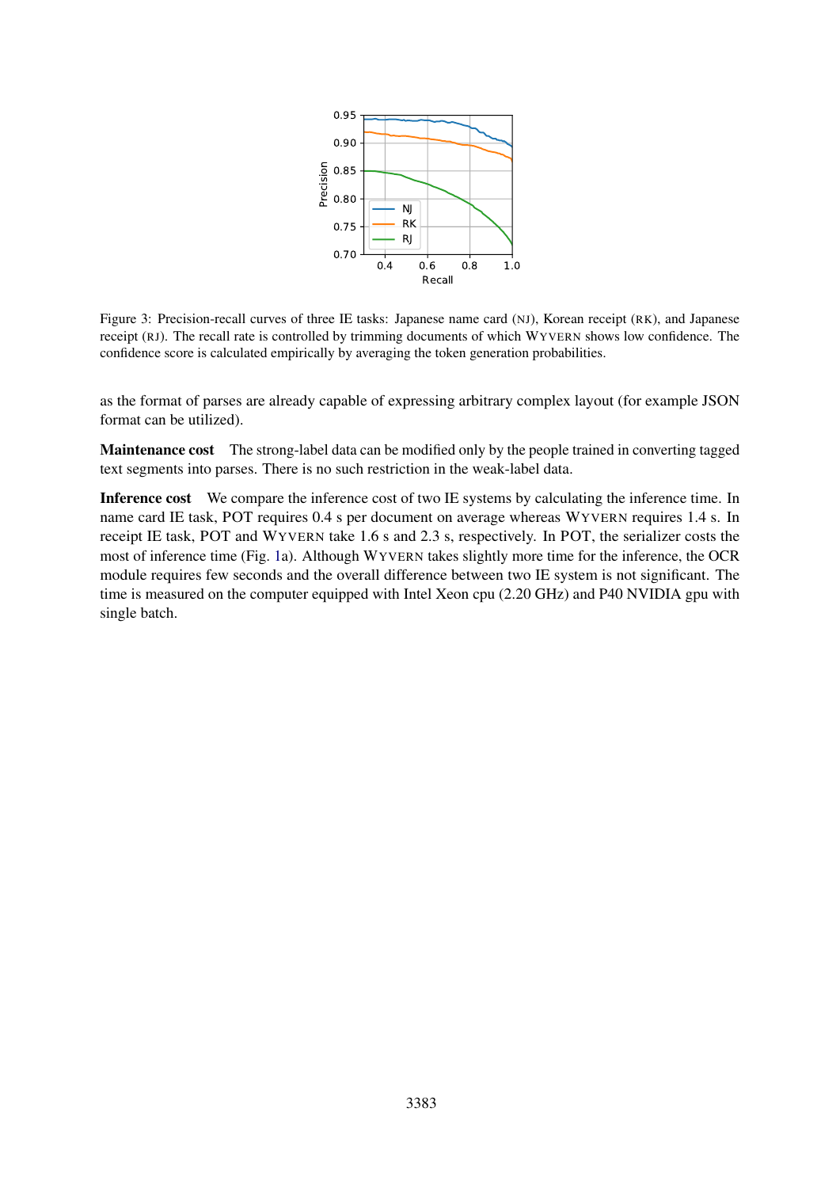0.95
0.90
0.85
0.80
0.75
0.70
Precision
0.4 0.6 0.8 1.0
Recall
NJ
RK
RJ

Figure 3: Precision-recall curves of three IE tasks: Japanese name card (NJ), Korean receipt (RK), and Japanese receipt (RJ). The recall rate is controlled by trimming documents of which WYVERN shows low confidence. The confidence score is calculated empirically by averaging the token generation probabilities.

as the format of parses are already capable of expressing arbitrary complex layout (for example JSON format can be utilized).

**Maintenance cost** The strong-label data can be modified only by the people trained in converting tagged text segments into parses. There is no such restriction in the weak-label data.

**Inference cost** We compare the inference cost of two IE systems by calculating the inference time. In name card IE task, POT requires 0.4 s per document on average whereas WYVERN requires 1.4 s. In receipt IE task, POT and WYVERN take 1.6 s and 2.3 s, respectively. In POT, the serializer costs the most of inference time (Fig. 1a). Although WYVERN takes slightly more time for the inference, the OCR module requires few seconds and the overall difference between two IE system is not significant. The time is measured on the computer equipped with Intel Xeon cpu (2.20 GHz) and P40 NVIDIA gpu with single batch.